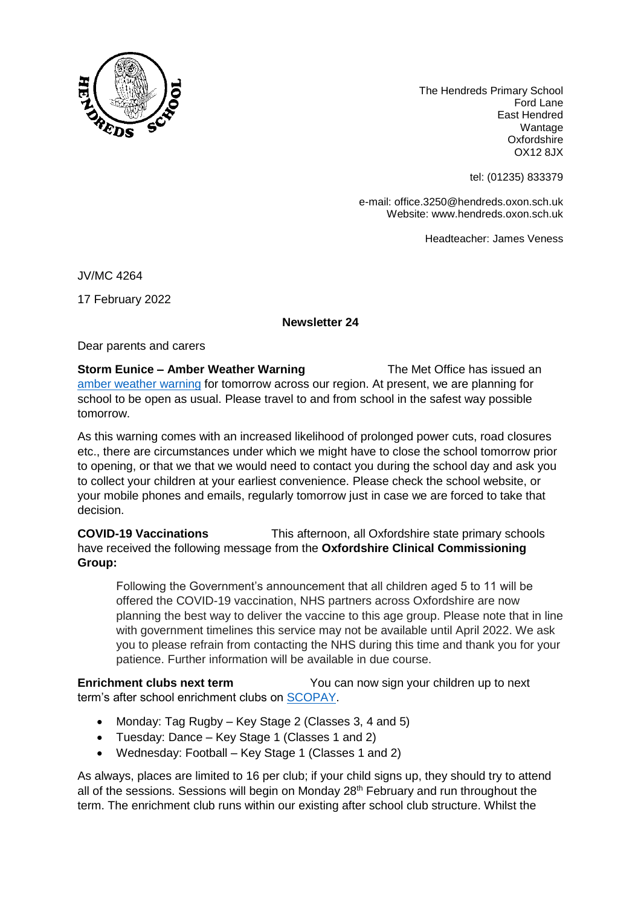The Hendreds Primary School
Ford Lane
East Hendred
Wantage
Oxfordshire
OX12 8JX

tel: (01235) 833379

e-mail: office.3250@hendreds.oxon.sch.uk
Website: www.hendreds.oxon.sch.uk

Headteacher: James Veness

JV/MC 4264

17 February 2022

**Newsletter 24**

Dear parents and carers

**Storm Eunice – Amber Weather Warning** The Met Office has issued an amber weather warning for tomorrow across our region. At present, we are planning for school to be open as usual. Please travel to and from school in the safest way possible tomorrow.

As this warning comes with an increased likelihood of prolonged power cuts, road closures etc., there are circumstances under which we might have to close the school tomorrow prior to opening, or that we that we would need to contact you during the school day and ask you to collect your children at your earliest convenience. Please check the school website, or your mobile phones and emails, regularly tomorrow just in case we are forced to take that decision.

**COVID-19 Vaccinations** This afternoon, all Oxfordshire state primary schools have received the following message from the **Oxfordshire Clinical Commissioning Group:**

> Following the Government's announcement that all children aged 5 to 11 will be offered the COVID-19 vaccination, NHS partners across Oxfordshire are now planning the best way to deliver the vaccine to this age group. Please note that in line with government timelines this service may not be available until April 2022. We ask you to please refrain from contacting the NHS during this time and thank you for your patience. Further information will be available in due course.

**Enrichment clubs next term** You can now sign your children up to next term's after school enrichment clubs on SCOPAY.

- Monday: Tag Rugby – Key Stage 2 (Classes 3, 4 and 5)
- Tuesday: Dance – Key Stage 1 (Classes 1 and 2)
- Wednesday: Football – Key Stage 1 (Classes 1 and 2)

As always, places are limited to 16 per club; if your child signs up, they should try to attend all of the sessions. Sessions will begin on Monday 28th February and run throughout the term. The enrichment club runs within our existing after school club structure. Whilst the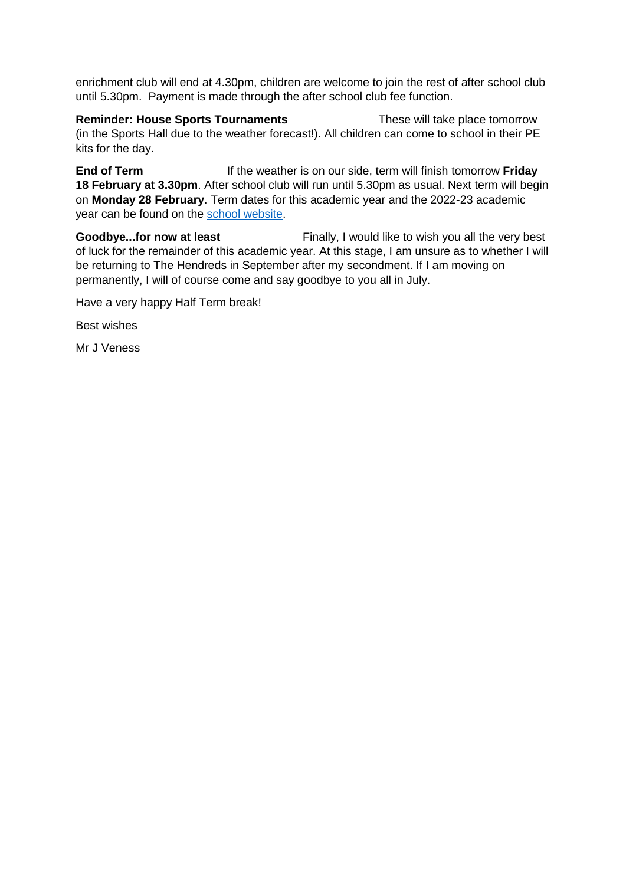enrichment club will end at 4.30pm, children are welcome to join the rest of after school club until 5.30pm. Payment is made through the after school club fee function.

**Reminder: House Sports Tournaments** These will take place tomorrow (in the Sports Hall due to the weather forecast!). All children can come to school in their PE kits for the day.

**End of Term** If the weather is on our side, term will finish tomorrow **Friday 18 February at 3.30pm**. After school club will run until 5.30pm as usual. Next term will begin on **Monday 28 February**. Term dates for this academic year and the 2022-23 academic year can be found on the school website.

**Goodbye...for now at least** Finally, I would like to wish you all the very best of luck for the remainder of this academic year. At this stage, I am unsure as to whether I will be returning to The Hendreds in September after my secondment. If I am moving on permanently, I will of course come and say goodbye to you all in July.

Have a very happy Half Term break!

Best wishes

Mr J Veness